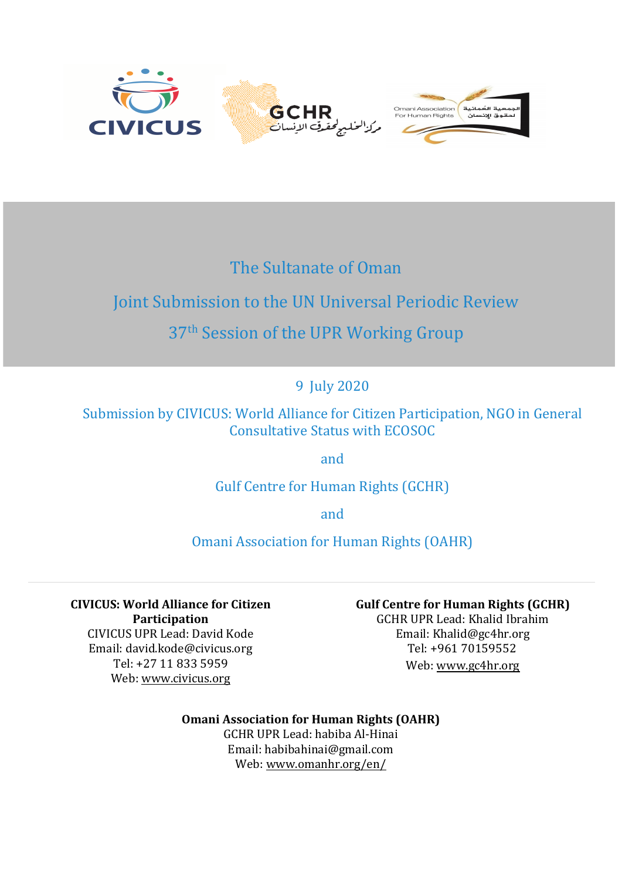# The Sultanate of Oman

## Joint Submission to the UN Universal Periodic Review

## 37th Session of the UPR Working Group

9 July 2020

Submission by CIVICUS: World Alliance for Citizen Participation, NGO in General Consultative Status with ECOSOC

and

Gulf Centre for Human Rights (GCHR)

and

Omani Association for Human Rights (OAHR)

---

**CIVICUS: World Alliance for Citizen Participation**
CIVICUS UPR Lead: David Kode
Email: david.kode@civicus.org
Tel: +27 11 833 5959
Web: www.civicus.org

**Gulf Centre for Human Rights (GCHR)**
GCHR UPR Lead: Khalid Ibrahim
Email: Khalid@gc4hr.org
Tel: +961 70159552
Web: www.gc4hr.org

**Omani Association for Human Rights (OAHR)**
GCHR UPR Lead: habiba Al-Hinai
Email: habibahinai@gmail.com
Web: www.omanhr.org/en/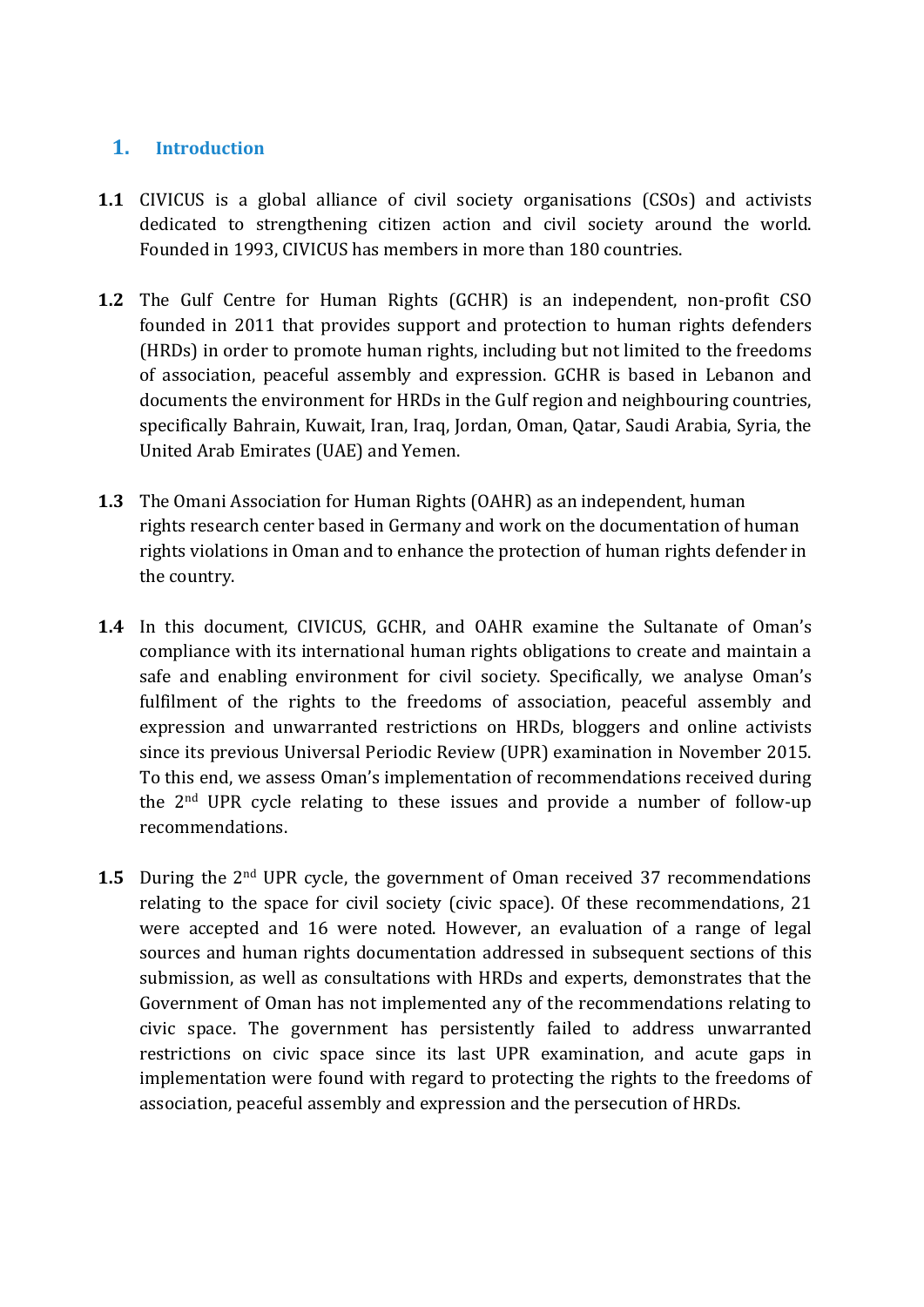## 1. Introduction

**1.1** CIVICUS is a global alliance of civil society organisations (CSOs) and activists dedicated to strengthening citizen action and civil society around the world. Founded in 1993, CIVICUS has members in more than 180 countries.

**1.2** The Gulf Centre for Human Rights (GCHR) is an independent, non-profit CSO founded in 2011 that provides support and protection to human rights defenders (HRDs) in order to promote human rights, including but not limited to the freedoms of association, peaceful assembly and expression. GCHR is based in Lebanon and documents the environment for HRDs in the Gulf region and neighbouring countries, specifically Bahrain, Kuwait, Iran, Iraq, Jordan, Oman, Qatar, Saudi Arabia, Syria, the United Arab Emirates (UAE) and Yemen.

**1.3** The Omani Association for Human Rights (OAHR) as an independent, human rights research center based in Germany and work on the documentation of human rights violations in Oman and to enhance the protection of human rights defender in the country.

**1.4** In this document, CIVICUS, GCHR, and OAHR examine the Sultanate of Oman's compliance with its international human rights obligations to create and maintain a safe and enabling environment for civil society. Specifically, we analyse Oman's fulfilment of the rights to the freedoms of association, peaceful assembly and expression and unwarranted restrictions on HRDs, bloggers and online activists since its previous Universal Periodic Review (UPR) examination in November 2015. To this end, we assess Oman's implementation of recommendations received during the 2nd UPR cycle relating to these issues and provide a number of follow-up recommendations.

**1.5** During the 2nd UPR cycle, the government of Oman received 37 recommendations relating to the space for civil society (civic space). Of these recommendations, 21 were accepted and 16 were noted. However, an evaluation of a range of legal sources and human rights documentation addressed in subsequent sections of this submission, as well as consultations with HRDs and experts, demonstrates that the Government of Oman has not implemented any of the recommendations relating to civic space. The government has persistently failed to address unwarranted restrictions on civic space since its last UPR examination, and acute gaps in implementation were found with regard to protecting the rights to the freedoms of association, peaceful assembly and expression and the persecution of HRDs.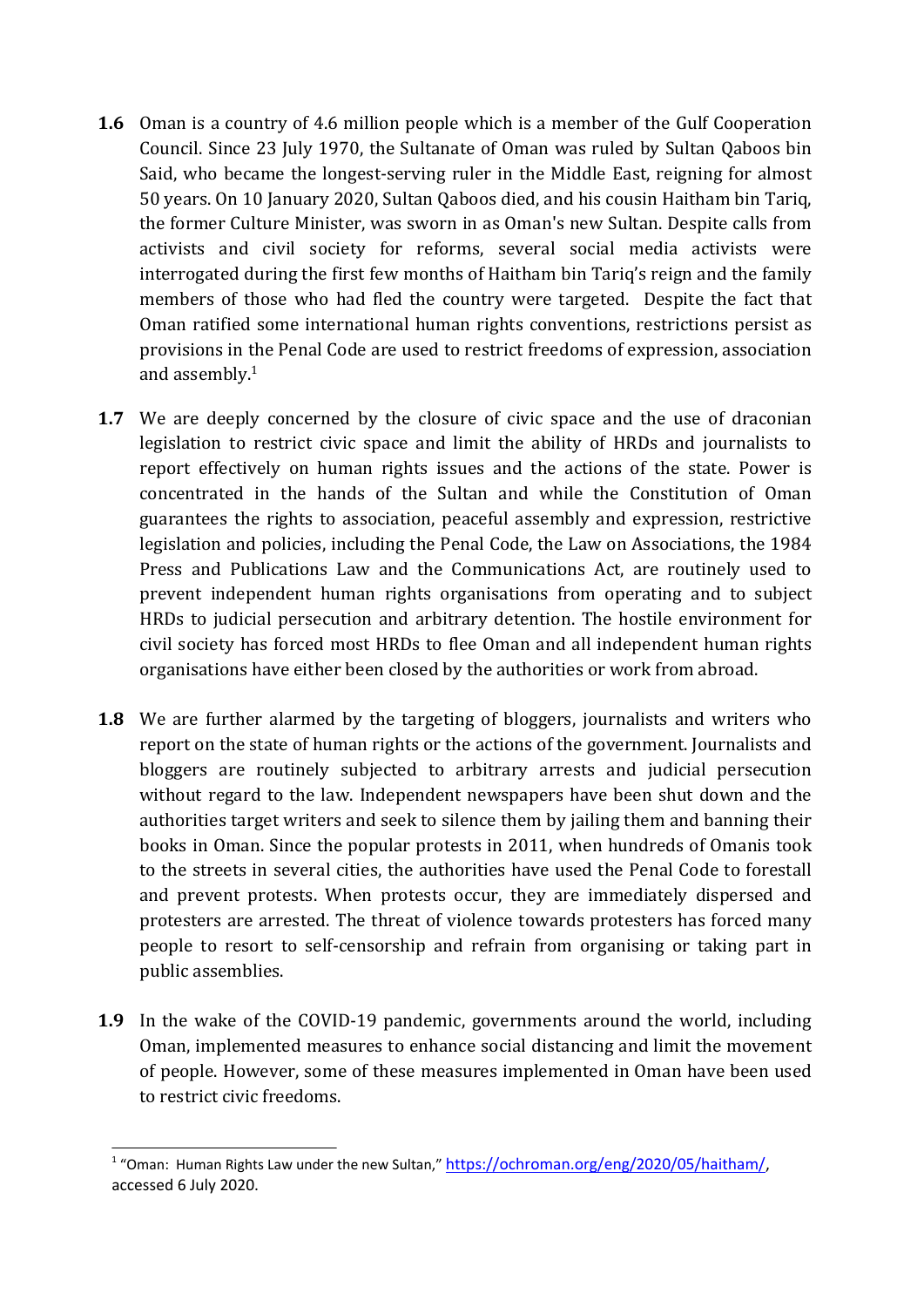**1.6** Oman is a country of 4.6 million people which is a member of the Gulf Cooperation Council. Since 23 July 1970, the Sultanate of Oman was ruled by Sultan Qaboos bin Said, who became the longest-serving ruler in the Middle East, reigning for almost 50 years. On 10 January 2020, Sultan Qaboos died, and his cousin Haitham bin Tariq, the former Culture Minister, was sworn in as Oman's new Sultan. Despite calls from activists and civil society for reforms, several social media activists were interrogated during the first few months of Haitham bin Tariq's reign and the family members of those who had fled the country were targeted. Despite the fact that Oman ratified some international human rights conventions, restrictions persist as provisions in the Penal Code are used to restrict freedoms of expression, association and assembly.[1]

**1.7** We are deeply concerned by the closure of civic space and the use of draconian legislation to restrict civic space and limit the ability of HRDs and journalists to report effectively on human rights issues and the actions of the state. Power is concentrated in the hands of the Sultan and while the Constitution of Oman guarantees the rights to association, peaceful assembly and expression, restrictive legislation and policies, including the Penal Code, the Law on Associations, the 1984 Press and Publications Law and the Communications Act, are routinely used to prevent independent human rights organisations from operating and to subject HRDs to judicial persecution and arbitrary detention. The hostile environment for civil society has forced most HRDs to flee Oman and all independent human rights organisations have either been closed by the authorities or work from abroad.

**1.8** We are further alarmed by the targeting of bloggers, journalists and writers who report on the state of human rights or the actions of the government. Journalists and bloggers are routinely subjected to arbitrary arrests and judicial persecution without regard to the law. Independent newspapers have been shut down and the authorities target writers and seek to silence them by jailing them and banning their books in Oman. Since the popular protests in 2011, when hundreds of Omanis took to the streets in several cities, the authorities have used the Penal Code to forestall and prevent protests. When protests occur, they are immediately dispersed and protesters are arrested. The threat of violence towards protesters has forced many people to resort to self-censorship and refrain from organising or taking part in public assemblies.

**1.9** In the wake of the COVID-19 pandemic, governments around the world, including Oman, implemented measures to enhance social distancing and limit the movement of people. However, some of these measures implemented in Oman have been used to restrict civic freedoms.

---

[1] "Oman: Human Rights Law under the new Sultan," https://ochroman.org/eng/2020/05/haitham/, accessed 6 July 2020.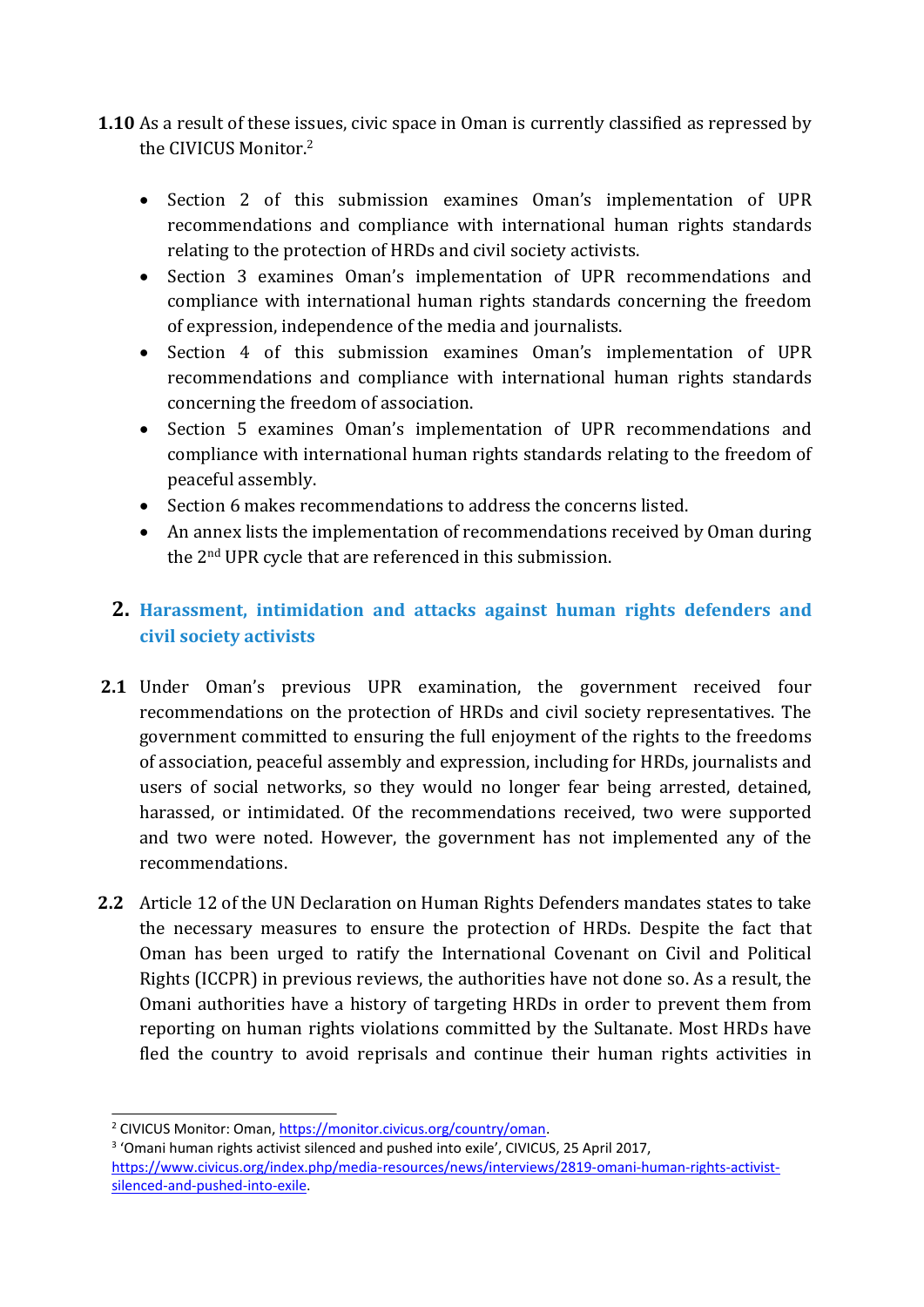**1.10** As a result of these issues, civic space in Oman is currently classified as repressed by the CIVICUS Monitor.[2]

- Section 2 of this submission examines Oman's implementation of UPR recommendations and compliance with international human rights standards relating to the protection of HRDs and civil society activists.
- Section 3 examines Oman's implementation of UPR recommendations and compliance with international human rights standards concerning the freedom of expression, independence of the media and journalists.
- Section 4 of this submission examines Oman's implementation of UPR recommendations and compliance with international human rights standards concerning the freedom of association.
- Section 5 examines Oman's implementation of UPR recommendations and compliance with international human rights standards relating to the freedom of peaceful assembly.
- Section 6 makes recommendations to address the concerns listed.
- An annex lists the implementation of recommendations received by Oman during the 2nd UPR cycle that are referenced in this submission.

## 2. Harassment, intimidation and attacks against human rights defenders and civil society activists

**2.1** Under Oman's previous UPR examination, the government received four recommendations on the protection of HRDs and civil society representatives. The government committed to ensuring the full enjoyment of the rights to the freedoms of association, peaceful assembly and expression, including for HRDs, journalists and users of social networks, so they would no longer fear being arrested, detained, harassed, or intimidated. Of the recommendations received, two were supported and two were noted. However, the government has not implemented any of the recommendations.

**2.2** Article 12 of the UN Declaration on Human Rights Defenders mandates states to take the necessary measures to ensure the protection of HRDs. Despite the fact that Oman has been urged to ratify the International Covenant on Civil and Political Rights (ICCPR) in previous reviews, the authorities have not done so. As a result, the Omani authorities have a history of targeting HRDs in order to prevent them from reporting on human rights violations committed by the Sultanate. Most HRDs have fled the country to avoid reprisals and continue their human rights activities in

---

[2] CIVICUS Monitor: Oman, https://monitor.civicus.org/country/oman.

[3] 'Omani human rights activist silenced and pushed into exile', CIVICUS, 25 April 2017, https://www.civicus.org/index.php/media-resources/news/interviews/2819-omani-human-rights-activist-silenced-and-pushed-into-exile.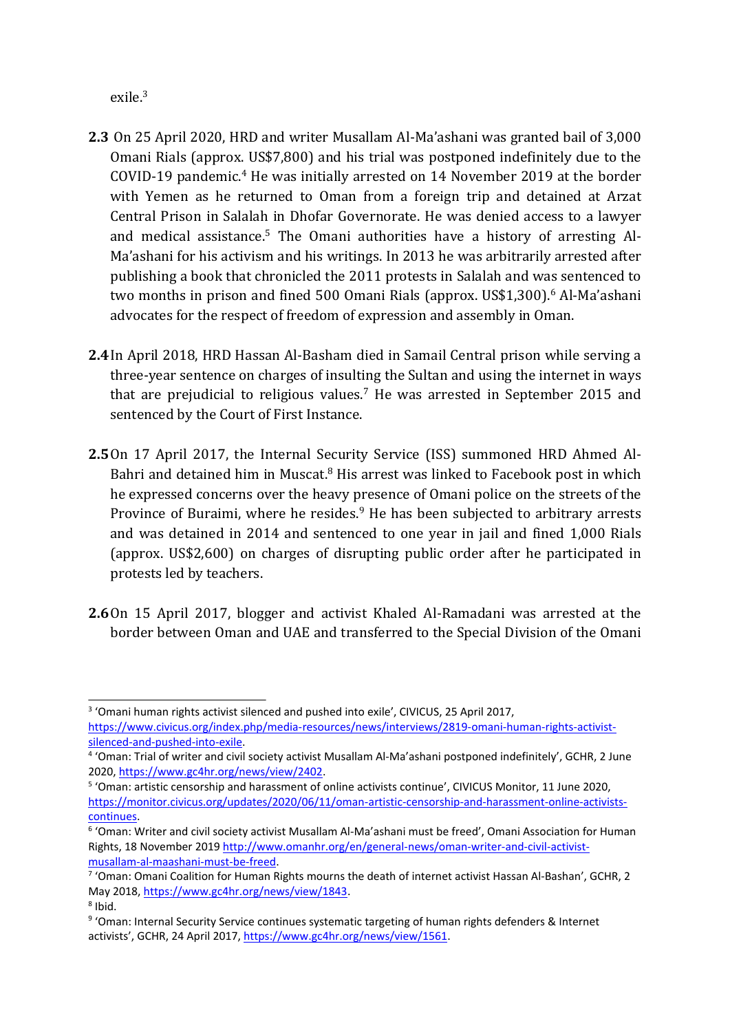exile.[3]

**2.3** On 25 April 2020, HRD and writer Musallam Al-Ma'ashani was granted bail of 3,000 Omani Rials (approx. US$7,800) and his trial was postponed indefinitely due to the COVID-19 pandemic.[4] He was initially arrested on 14 November 2019 at the border with Yemen as he returned to Oman from a foreign trip and detained at Arzat Central Prison in Salalah in Dhofar Governorate. He was denied access to a lawyer and medical assistance.[5] The Omani authorities have a history of arresting Al-Ma'ashani for his activism and his writings. In 2013 he was arbitrarily arrested after publishing a book that chronicled the 2011 protests in Salalah and was sentenced to two months in prison and fined 500 Omani Rials (approx. US$1,300).[6] Al-Ma'ashani advocates for the respect of freedom of expression and assembly in Oman.

**2.4** In April 2018, HRD Hassan Al-Basham died in Samail Central prison while serving a three-year sentence on charges of insulting the Sultan and using the internet in ways that are prejudicial to religious values.[7] He was arrested in September 2015 and sentenced by the Court of First Instance.

**2.5** On 17 April 2017, the Internal Security Service (ISS) summoned HRD Ahmed Al-Bahri and detained him in Muscat.[8] His arrest was linked to Facebook post in which he expressed concerns over the heavy presence of Omani police on the streets of the Province of Buraimi, where he resides.[9] He has been subjected to arbitrary arrests and was detained in 2014 and sentenced to one year in jail and fined 1,000 Rials (approx. US$2,600) on charges of disrupting public order after he participated in protests led by teachers.

**2.6** On 15 April 2017, blogger and activist Khaled Al-Ramadani was arrested at the border between Oman and UAE and transferred to the Special Division of the Omani

---

[3] 'Omani human rights activist silenced and pushed into exile', CIVICUS, 25 April 2017, https://www.civicus.org/index.php/media-resources/news/interviews/2819-omani-human-rights-activist-silenced-and-pushed-into-exile.

[4] 'Oman: Trial of writer and civil society activist Musallam Al-Ma'ashani postponed indefinitely', GCHR, 2 June 2020, https://www.gc4hr.org/news/view/2402.

[5] 'Oman: artistic censorship and harassment of online activists continue', CIVICUS Monitor, 11 June 2020, https://monitor.civicus.org/updates/2020/06/11/oman-artistic-censorship-and-harassment-online-activists-continues.

[6] 'Oman: Writer and civil society activist Musallam Al-Ma'ashani must be freed', Omani Association for Human Rights, 18 November 2019 http://www.omanhr.org/en/general-news/oman-writer-and-civil-activist-musallam-al-maashani-must-be-freed.

[7] 'Oman: Omani Coalition for Human Rights mourns the death of internet activist Hassan Al-Bashan', GCHR, 2 May 2018, https://www.gc4hr.org/news/view/1843.

[8] Ibid.

[9] 'Oman: Internal Security Service continues systematic targeting of human rights defenders & Internet activists', GCHR, 24 April 2017, https://www.gc4hr.org/news/view/1561.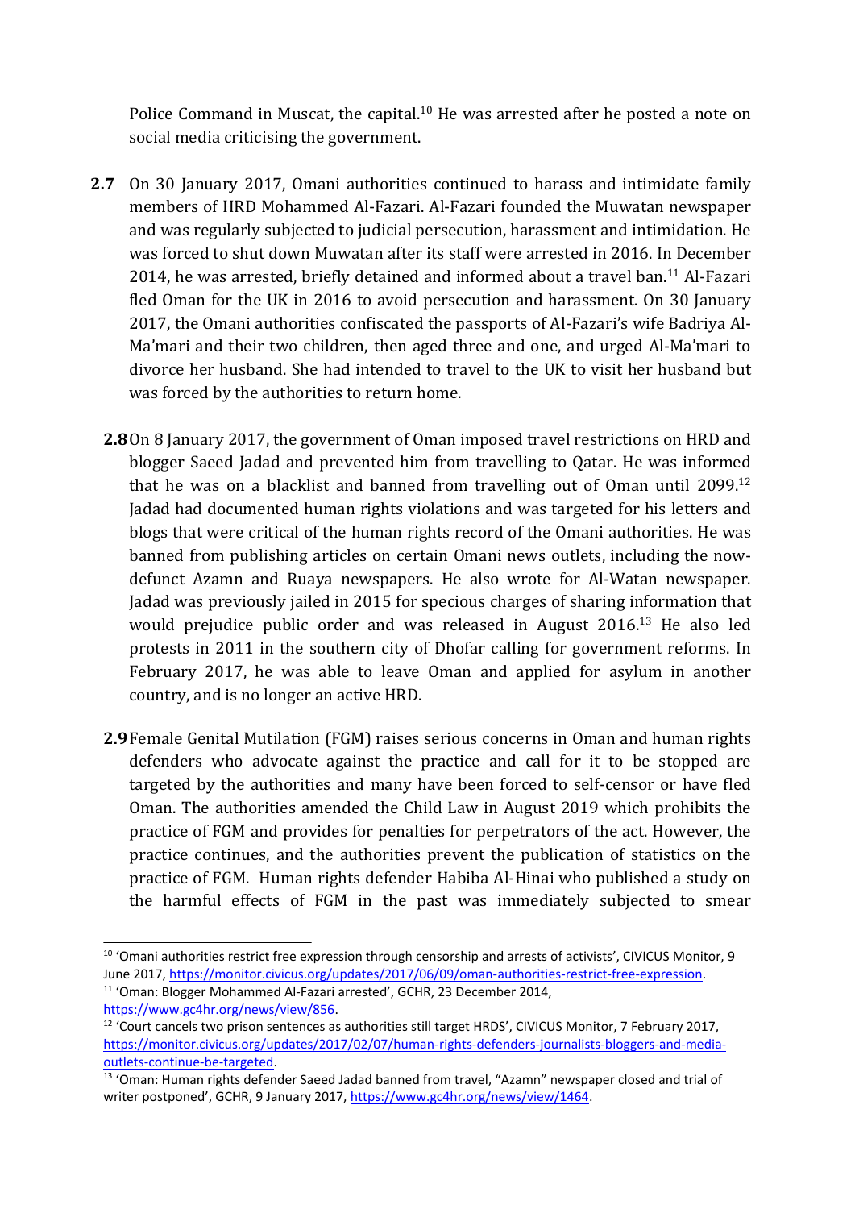Police Command in Muscat, the capital.[10] He was arrested after he posted a note on social media criticising the government.

**2.7** On 30 January 2017, Omani authorities continued to harass and intimidate family members of HRD Mohammed Al-Fazari. Al-Fazari founded the Muwatan newspaper and was regularly subjected to judicial persecution, harassment and intimidation. He was forced to shut down Muwatan after its staff were arrested in 2016. In December 2014, he was arrested, briefly detained and informed about a travel ban.[11] Al-Fazari fled Oman for the UK in 2016 to avoid persecution and harassment. On 30 January 2017, the Omani authorities confiscated the passports of Al-Fazari's wife Badriya Al-Ma'mari and their two children, then aged three and one, and urged Al-Ma'mari to divorce her husband. She had intended to travel to the UK to visit her husband but was forced by the authorities to return home.

**2.8** On 8 January 2017, the government of Oman imposed travel restrictions on HRD and blogger Saeed Jadad and prevented him from travelling to Qatar. He was informed that he was on a blacklist and banned from travelling out of Oman until 2099.[12] Jadad had documented human rights violations and was targeted for his letters and blogs that were critical of the human rights record of the Omani authorities. He was banned from publishing articles on certain Omani news outlets, including the now-defunct Azamn and Ruaya newspapers. He also wrote for Al-Watan newspaper. Jadad was previously jailed in 2015 for specious charges of sharing information that would prejudice public order and was released in August 2016.[13] He also led protests in 2011 in the southern city of Dhofar calling for government reforms. In February 2017, he was able to leave Oman and applied for asylum in another country, and is no longer an active HRD.

**2.9** Female Genital Mutilation (FGM) raises serious concerns in Oman and human rights defenders who advocate against the practice and call for it to be stopped are targeted by the authorities and many have been forced to self-censor or have fled Oman. The authorities amended the Child Law in August 2019 which prohibits the practice of FGM and provides for penalties for perpetrators of the act. However, the practice continues, and the authorities prevent the publication of statistics on the practice of FGM. Human rights defender Habiba Al-Hinai who published a study on the harmful effects of FGM in the past was immediately subjected to smear

---

[10] 'Omani authorities restrict free expression through censorship and arrests of activists', CIVICUS Monitor, 9 June 2017, https://monitor.civicus.org/updates/2017/06/09/oman-authorities-restrict-free-expression.

[11] 'Oman: Blogger Mohammed Al-Fazari arrested', GCHR, 23 December 2014, https://www.gc4hr.org/news/view/856.

[12] 'Court cancels two prison sentences as authorities still target HRDS', CIVICUS Monitor, 7 February 2017, https://monitor.civicus.org/updates/2017/02/07/human-rights-defenders-journalists-bloggers-and-media-outlets-continue-be-targeted.

[13] 'Oman: Human rights defender Saeed Jadad banned from travel, "Azamn" newspaper closed and trial of writer postponed', GCHR, 9 January 2017, https://www.gc4hr.org/news/view/1464.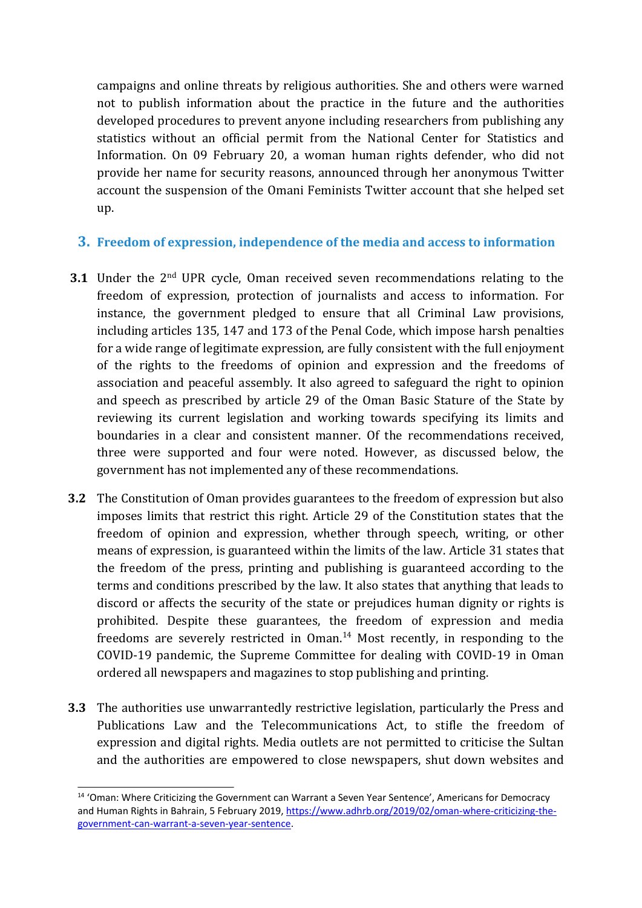campaigns and online threats by religious authorities. She and others were warned not to publish information about the practice in the future and the authorities developed procedures to prevent anyone including researchers from publishing any statistics without an official permit from the National Center for Statistics and Information. On 09 February 20, a woman human rights defender, who did not provide her name for security reasons, announced through her anonymous Twitter account the suspension of the Omani Feminists Twitter account that she helped set up.

## 3. Freedom of expression, independence of the media and access to information

**3.1** Under the 2nd UPR cycle, Oman received seven recommendations relating to the freedom of expression, protection of journalists and access to information. For instance, the government pledged to ensure that all Criminal Law provisions, including articles 135, 147 and 173 of the Penal Code, which impose harsh penalties for a wide range of legitimate expression, are fully consistent with the full enjoyment of the rights to the freedoms of opinion and expression and the freedoms of association and peaceful assembly. It also agreed to safeguard the right to opinion and speech as prescribed by article 29 of the Oman Basic Stature of the State by reviewing its current legislation and working towards specifying its limits and boundaries in a clear and consistent manner. Of the recommendations received, three were supported and four were noted. However, as discussed below, the government has not implemented any of these recommendations.

**3.2** The Constitution of Oman provides guarantees to the freedom of expression but also imposes limits that restrict this right. Article 29 of the Constitution states that the freedom of opinion and expression, whether through speech, writing, or other means of expression, is guaranteed within the limits of the law. Article 31 states that the freedom of the press, printing and publishing is guaranteed according to the terms and conditions prescribed by the law. It also states that anything that leads to discord or affects the security of the state or prejudices human dignity or rights is prohibited. Despite these guarantees, the freedom of expression and media freedoms are severely restricted in Oman.[14] Most recently, in responding to the COVID-19 pandemic, the Supreme Committee for dealing with COVID-19 in Oman ordered all newspapers and magazines to stop publishing and printing.

**3.3** The authorities use unwarrantedly restrictive legislation, particularly the Press and Publications Law and the Telecommunications Act, to stifle the freedom of expression and digital rights. Media outlets are not permitted to criticise the Sultan and the authorities are empowered to close newspapers, shut down websites and

---

[14] 'Oman: Where Criticizing the Government can Warrant a Seven Year Sentence', Americans for Democracy and Human Rights in Bahrain, 5 February 2019, https://www.adhrb.org/2019/02/oman-where-criticizing-the-government-can-warrant-a-seven-year-sentence.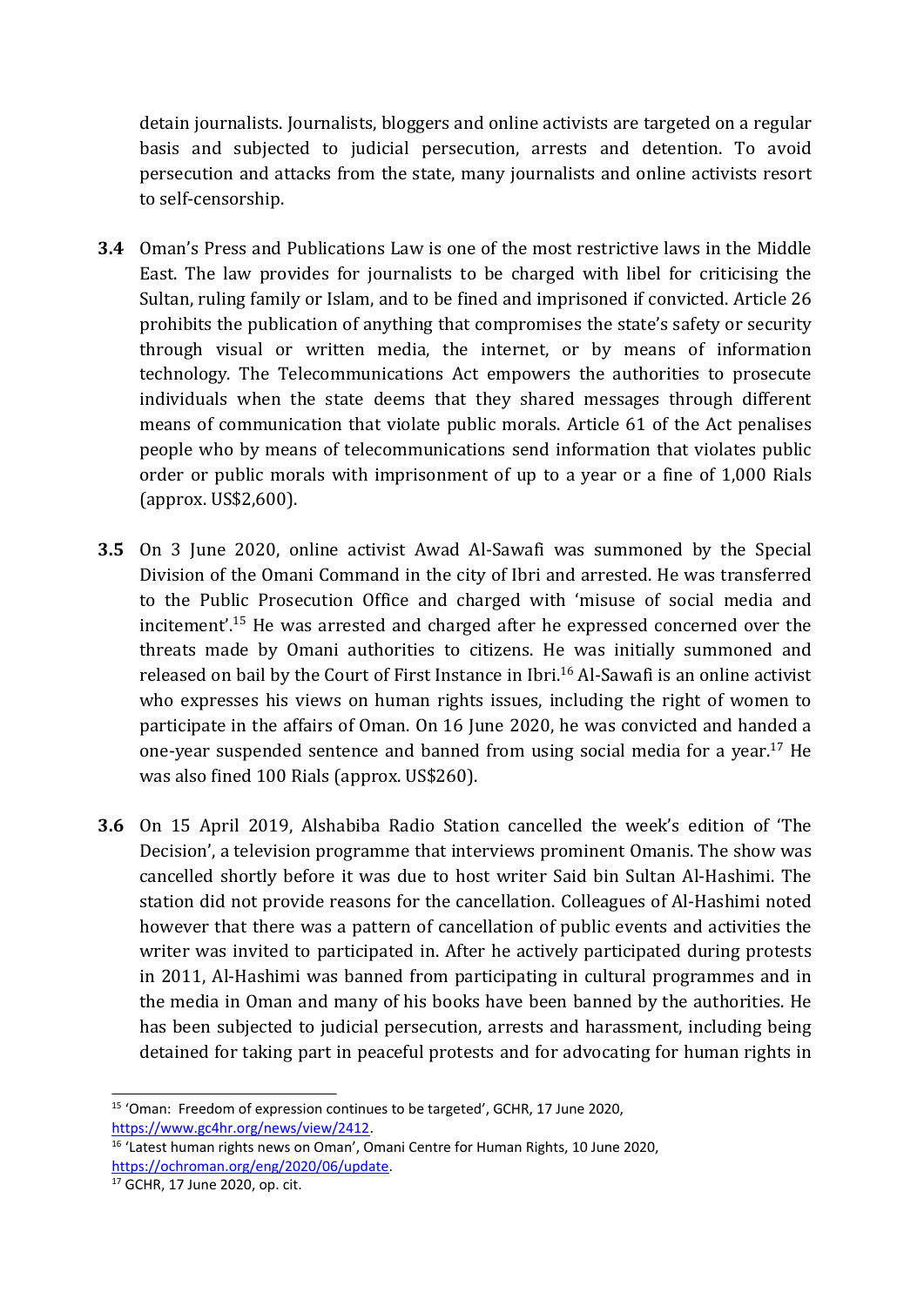detain journalists. Journalists, bloggers and online activists are targeted on a regular basis and subjected to judicial persecution, arrests and detention. To avoid persecution and attacks from the state, many journalists and online activists resort to self-censorship.

**3.4** Oman's Press and Publications Law is one of the most restrictive laws in the Middle East. The law provides for journalists to be charged with libel for criticising the Sultan, ruling family or Islam, and to be fined and imprisoned if convicted. Article 26 prohibits the publication of anything that compromises the state's safety or security through visual or written media, the internet, or by means of information technology. The Telecommunications Act empowers the authorities to prosecute individuals when the state deems that they shared messages through different means of communication that violate public morals. Article 61 of the Act penalises people who by means of telecommunications send information that violates public order or public morals with imprisonment of up to a year or a fine of 1,000 Rials (approx. US$2,600).

**3.5** On 3 June 2020, online activist Awad Al-Sawafi was summoned by the Special Division of the Omani Command in the city of Ibri and arrested. He was transferred to the Public Prosecution Office and charged with 'misuse of social media and incitement'.[15] He was arrested and charged after he expressed concerned over the threats made by Omani authorities to citizens. He was initially summoned and released on bail by the Court of First Instance in Ibri.[16] Al-Sawafi is an online activist who expresses his views on human rights issues, including the right of women to participate in the affairs of Oman. On 16 June 2020, he was convicted and handed a one-year suspended sentence and banned from using social media for a year.[17] He was also fined 100 Rials (approx. US$260).

**3.6** On 15 April 2019, Alshabiba Radio Station cancelled the week's edition of 'The Decision', a television programme that interviews prominent Omanis. The show was cancelled shortly before it was due to host writer Said bin Sultan Al-Hashimi. The station did not provide reasons for the cancellation. Colleagues of Al-Hashimi noted however that there was a pattern of cancellation of public events and activities the writer was invited to participated in. After he actively participated during protests in 2011, Al-Hashimi was banned from participating in cultural programmes and in the media in Oman and many of his books have been banned by the authorities. He has been subjected to judicial persecution, arrests and harassment, including being detained for taking part in peaceful protests and for advocating for human rights in

---

[15] 'Oman: Freedom of expression continues to be targeted', GCHR, 17 June 2020, https://www.gc4hr.org/news/view/2412.

[16] 'Latest human rights news on Oman', Omani Centre for Human Rights, 10 June 2020, https://ochroman.org/eng/2020/06/update.

[17] GCHR, 17 June 2020, op. cit.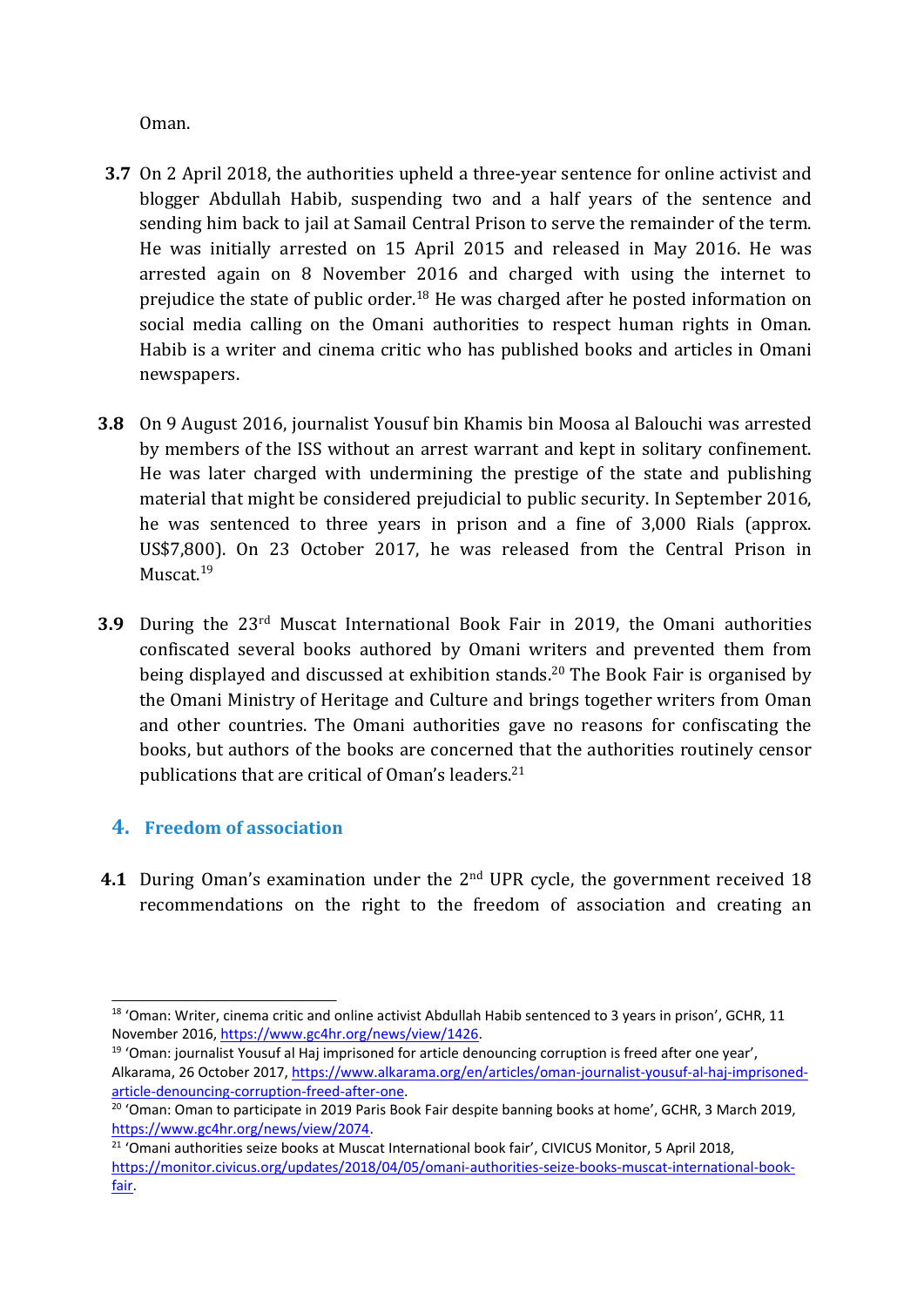Oman.

**3.7** On 2 April 2018, the authorities upheld a three-year sentence for online activist and blogger Abdullah Habib, suspending two and a half years of the sentence and sending him back to jail at Samail Central Prison to serve the remainder of the term. He was initially arrested on 15 April 2015 and released in May 2016. He was arrested again on 8 November 2016 and charged with using the internet to prejudice the state of public order.[18] He was charged after he posted information on social media calling on the Omani authorities to respect human rights in Oman. Habib is a writer and cinema critic who has published books and articles in Omani newspapers.

**3.8** On 9 August 2016, journalist Yousuf bin Khamis bin Moosa al Balouchi was arrested by members of the ISS without an arrest warrant and kept in solitary confinement. He was later charged with undermining the prestige of the state and publishing material that might be considered prejudicial to public security. In September 2016, he was sentenced to three years in prison and a fine of 3,000 Rials (approx. US$7,800). On 23 October 2017, he was released from the Central Prison in Muscat.[19]

**3.9** During the 23rd Muscat International Book Fair in 2019, the Omani authorities confiscated several books authored by Omani writers and prevented them from being displayed and discussed at exhibition stands.[20] The Book Fair is organised by the Omani Ministry of Heritage and Culture and brings together writers from Oman and other countries. The Omani authorities gave no reasons for confiscating the books, but authors of the books are concerned that the authorities routinely censor publications that are critical of Oman's leaders.[21]

## 4. Freedom of association

**4.1** During Oman's examination under the 2nd UPR cycle, the government received 18 recommendations on the right to the freedom of association and creating an

---

[18] 'Oman: Writer, cinema critic and online activist Abdullah Habib sentenced to 3 years in prison', GCHR, 11 November 2016, https://www.gc4hr.org/news/view/1426.

[19] 'Oman: journalist Yousuf al Haj imprisoned for article denouncing corruption is freed after one year', Alkarama, 26 October 2017, https://www.alkarama.org/en/articles/oman-journalist-yousuf-al-haj-imprisoned-article-denouncing-corruption-freed-after-one.

[20] 'Oman: Oman to participate in 2019 Paris Book Fair despite banning books at home', GCHR, 3 March 2019, https://www.gc4hr.org/news/view/2074.

[21] 'Omani authorities seize books at Muscat International book fair', CIVICUS Monitor, 5 April 2018, https://monitor.civicus.org/updates/2018/04/05/omani-authorities-seize-books-muscat-international-book-fair.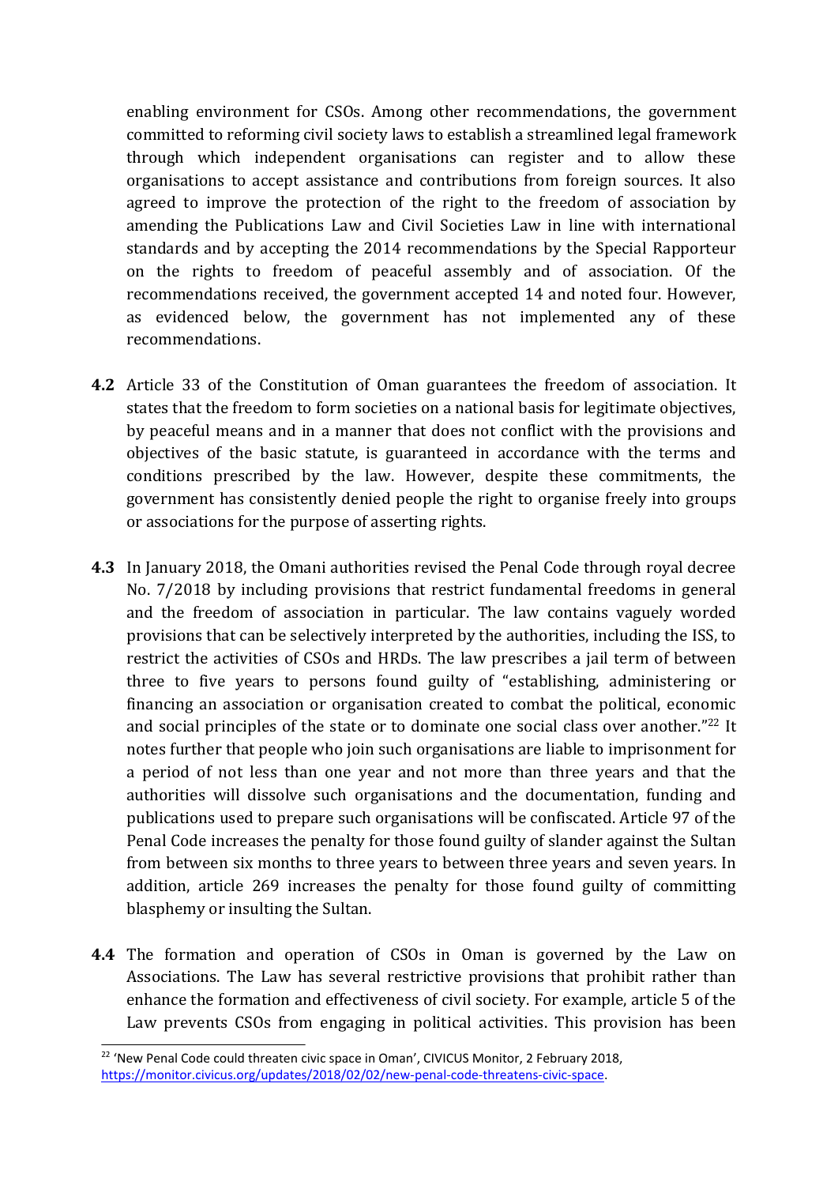enabling environment for CSOs. Among other recommendations, the government committed to reforming civil society laws to establish a streamlined legal framework through which independent organisations can register and to allow these organisations to accept assistance and contributions from foreign sources. It also agreed to improve the protection of the right to the freedom of association by amending the Publications Law and Civil Societies Law in line with international standards and by accepting the 2014 recommendations by the Special Rapporteur on the rights to freedom of peaceful assembly and of association. Of the recommendations received, the government accepted 14 and noted four. However, as evidenced below, the government has not implemented any of these recommendations.

**4.2** Article 33 of the Constitution of Oman guarantees the freedom of association. It states that the freedom to form societies on a national basis for legitimate objectives, by peaceful means and in a manner that does not conflict with the provisions and objectives of the basic statute, is guaranteed in accordance with the terms and conditions prescribed by the law. However, despite these commitments, the government has consistently denied people the right to organise freely into groups or associations for the purpose of asserting rights.

**4.3** In January 2018, the Omani authorities revised the Penal Code through royal decree No. 7/2018 by including provisions that restrict fundamental freedoms in general and the freedom of association in particular. The law contains vaguely worded provisions that can be selectively interpreted by the authorities, including the ISS, to restrict the activities of CSOs and HRDs. The law prescribes a jail term of between three to five years to persons found guilty of "establishing, administering or financing an association or organisation created to combat the political, economic and social principles of the state or to dominate one social class over another."[22] It notes further that people who join such organisations are liable to imprisonment for a period of not less than one year and not more than three years and that the authorities will dissolve such organisations and the documentation, funding and publications used to prepare such organisations will be confiscated. Article 97 of the Penal Code increases the penalty for those found guilty of slander against the Sultan from between six months to three years to between three years and seven years. In addition, article 269 increases the penalty for those found guilty of committing blasphemy or insulting the Sultan.

**4.4** The formation and operation of CSOs in Oman is governed by the Law on Associations. The Law has several restrictive provisions that prohibit rather than enhance the formation and effectiveness of civil society. For example, article 5 of the Law prevents CSOs from engaging in political activities. This provision has been

---

[22] 'New Penal Code could threaten civic space in Oman', CIVICUS Monitor, 2 February 2018, https://monitor.civicus.org/updates/2018/02/02/new-penal-code-threatens-civic-space.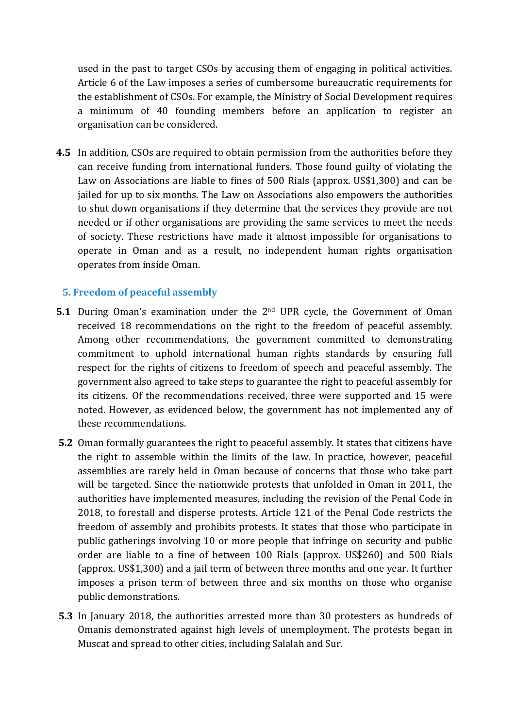used in the past to target CSOs by accusing them of engaging in political activities. Article 6 of the Law imposes a series of cumbersome bureaucratic requirements for the establishment of CSOs. For example, the Ministry of Social Development requires a minimum of 40 founding members before an application to register an organisation can be considered.

**4.5** In addition, CSOs are required to obtain permission from the authorities before they can receive funding from international funders. Those found guilty of violating the Law on Associations are liable to fines of 500 Rials (approx. US$1,300) and can be jailed for up to six months. The Law on Associations also empowers the authorities to shut down organisations if they determine that the services they provide are not needed or if other organisations are providing the same services to meet the needs of society. These restrictions have made it almost impossible for organisations to operate in Oman and as a result, no independent human rights organisation operates from inside Oman.

## 5. Freedom of peaceful assembly

**5.1** During Oman's examination under the 2nd UPR cycle, the Government of Oman received 18 recommendations on the right to the freedom of peaceful assembly. Among other recommendations, the government committed to demonstrating commitment to uphold international human rights standards by ensuring full respect for the rights of citizens to freedom of speech and peaceful assembly. The government also agreed to take steps to guarantee the right to peaceful assembly for its citizens. Of the recommendations received, three were supported and 15 were noted. However, as evidenced below, the government has not implemented any of these recommendations.

**5.2** Oman formally guarantees the right to peaceful assembly. It states that citizens have the right to assemble within the limits of the law. In practice, however, peaceful assemblies are rarely held in Oman because of concerns that those who take part will be targeted. Since the nationwide protests that unfolded in Oman in 2011, the authorities have implemented measures, including the revision of the Penal Code in 2018, to forestall and disperse protests. Article 121 of the Penal Code restricts the freedom of assembly and prohibits protests. It states that those who participate in public gatherings involving 10 or more people that infringe on security and public order are liable to a fine of between 100 Rials (approx. US$260) and 500 Rials (approx. US$1,300) and a jail term of between three months and one year. It further imposes a prison term of between three and six months on those who organise public demonstrations.

**5.3** In January 2018, the authorities arrested more than 30 protesters as hundreds of Omanis demonstrated against high levels of unemployment. The protests began in Muscat and spread to other cities, including Salalah and Sur.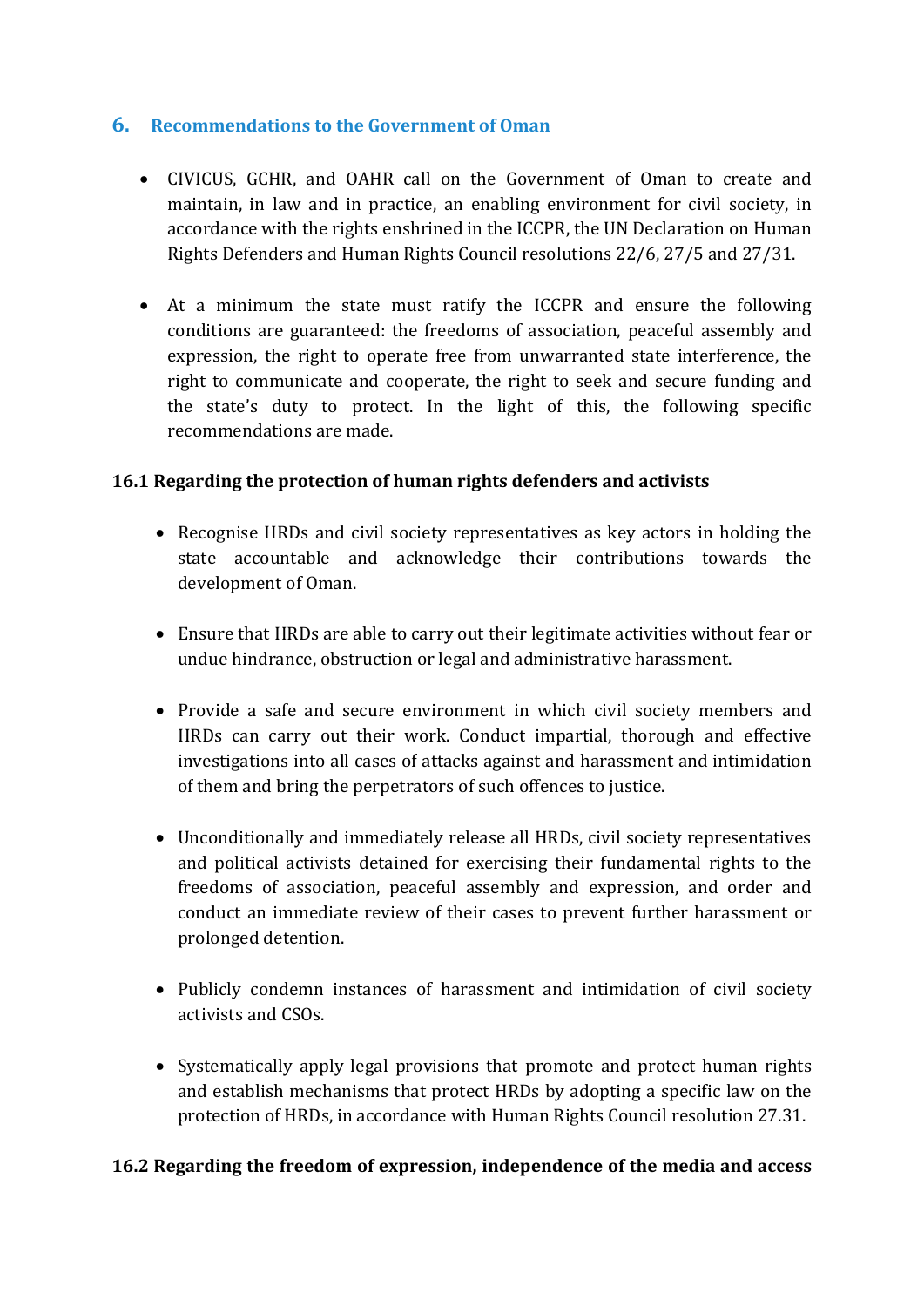## 6. Recommendations to the Government of Oman

- CIVICUS, GCHR, and OAHR call on the Government of Oman to create and maintain, in law and in practice, an enabling environment for civil society, in accordance with the rights enshrined in the ICCPR, the UN Declaration on Human Rights Defenders and Human Rights Council resolutions 22/6, 27/5 and 27/31.

- At a minimum the state must ratify the ICCPR and ensure the following conditions are guaranteed: the freedoms of association, peaceful assembly and expression, the right to operate free from unwarranted state interference, the right to communicate and cooperate, the right to seek and secure funding and the state's duty to protect. In the light of this, the following specific recommendations are made.

### 16.1 Regarding the protection of human rights defenders and activists

- Recognise HRDs and civil society representatives as key actors in holding the state accountable and acknowledge their contributions towards the development of Oman.

- Ensure that HRDs are able to carry out their legitimate activities without fear or undue hindrance, obstruction or legal and administrative harassment.

- Provide a safe and secure environment in which civil society members and HRDs can carry out their work. Conduct impartial, thorough and effective investigations into all cases of attacks against and harassment and intimidation of them and bring the perpetrators of such offences to justice.

- Unconditionally and immediately release all HRDs, civil society representatives and political activists detained for exercising their fundamental rights to the freedoms of association, peaceful assembly and expression, and order and conduct an immediate review of their cases to prevent further harassment or prolonged detention.

- Publicly condemn instances of harassment and intimidation of civil society activists and CSOs.

- Systematically apply legal provisions that promote and protect human rights and establish mechanisms that protect HRDs by adopting a specific law on the protection of HRDs, in accordance with Human Rights Council resolution 27.31.

### 16.2 Regarding the freedom of expression, independence of the media and access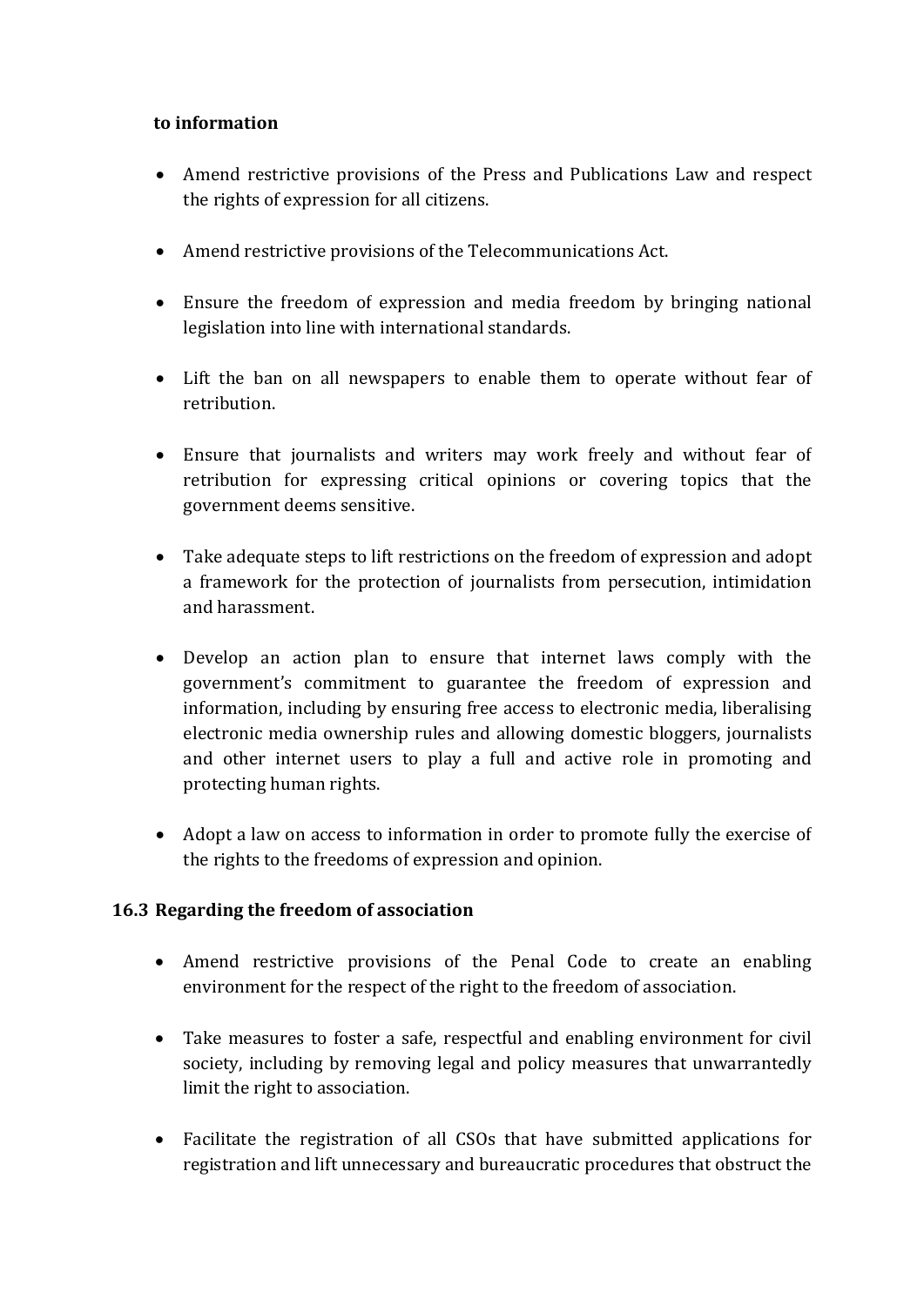**to information**

- Amend restrictive provisions of the Press and Publications Law and respect the rights of expression for all citizens.

- Amend restrictive provisions of the Telecommunications Act.

- Ensure the freedom of expression and media freedom by bringing national legislation into line with international standards.

- Lift the ban on all newspapers to enable them to operate without fear of retribution.

- Ensure that journalists and writers may work freely and without fear of retribution for expressing critical opinions or covering topics that the government deems sensitive.

- Take adequate steps to lift restrictions on the freedom of expression and adopt a framework for the protection of journalists from persecution, intimidation and harassment.

- Develop an action plan to ensure that internet laws comply with the government's commitment to guarantee the freedom of expression and information, including by ensuring free access to electronic media, liberalising electronic media ownership rules and allowing domestic bloggers, journalists and other internet users to play a full and active role in promoting and protecting human rights.

- Adopt a law on access to information in order to promote fully the exercise of the rights to the freedoms of expression and opinion.

### 16.3 Regarding the freedom of association

- Amend restrictive provisions of the Penal Code to create an enabling environment for the respect of the right to the freedom of association.

- Take measures to foster a safe, respectful and enabling environment for civil society, including by removing legal and policy measures that unwarrantedly limit the right to association.

- Facilitate the registration of all CSOs that have submitted applications for registration and lift unnecessary and bureaucratic procedures that obstruct the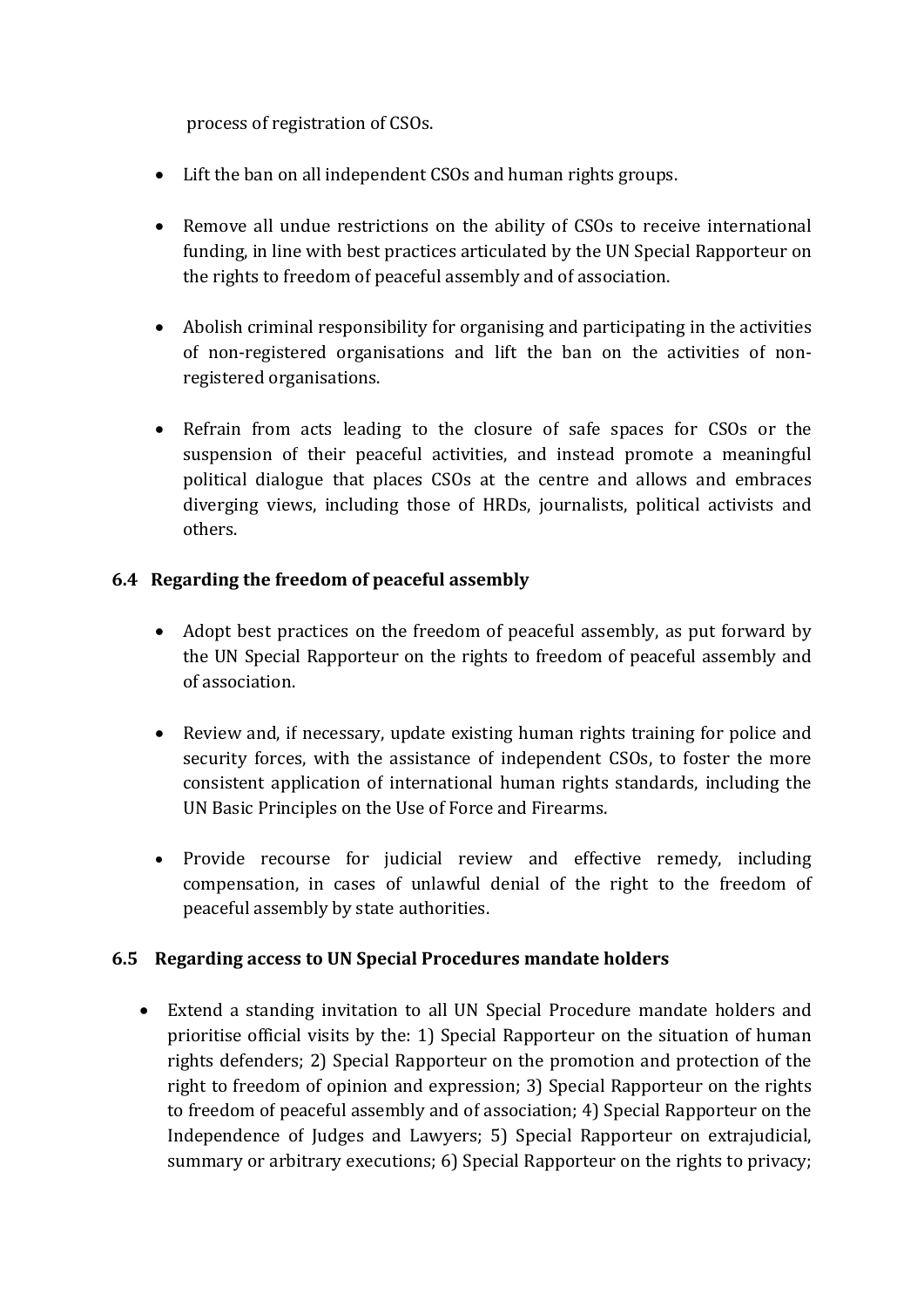process of registration of CSOs.

- Lift the ban on all independent CSOs and human rights groups.

- Remove all undue restrictions on the ability of CSOs to receive international funding, in line with best practices articulated by the UN Special Rapporteur on the rights to freedom of peaceful assembly and of association.

- Abolish criminal responsibility for organising and participating in the activities of non-registered organisations and lift the ban on the activities of non-registered organisations.

- Refrain from acts leading to the closure of safe spaces for CSOs or the suspension of their peaceful activities, and instead promote a meaningful political dialogue that places CSOs at the centre and allows and embraces diverging views, including those of HRDs, journalists, political activists and others.

### 6.4 Regarding the freedom of peaceful assembly

- Adopt best practices on the freedom of peaceful assembly, as put forward by the UN Special Rapporteur on the rights to freedom of peaceful assembly and of association.

- Review and, if necessary, update existing human rights training for police and security forces, with the assistance of independent CSOs, to foster the more consistent application of international human rights standards, including the UN Basic Principles on the Use of Force and Firearms.

- Provide recourse for judicial review and effective remedy, including compensation, in cases of unlawful denial of the right to the freedom of peaceful assembly by state authorities.

### 6.5 Regarding access to UN Special Procedures mandate holders

- Extend a standing invitation to all UN Special Procedure mandate holders and prioritise official visits by the: 1) Special Rapporteur on the situation of human rights defenders; 2) Special Rapporteur on the promotion and protection of the right to freedom of opinion and expression; 3) Special Rapporteur on the rights to freedom of peaceful assembly and of association; 4) Special Rapporteur on the Independence of Judges and Lawyers; 5) Special Rapporteur on extrajudicial, summary or arbitrary executions; 6) Special Rapporteur on the rights to privacy;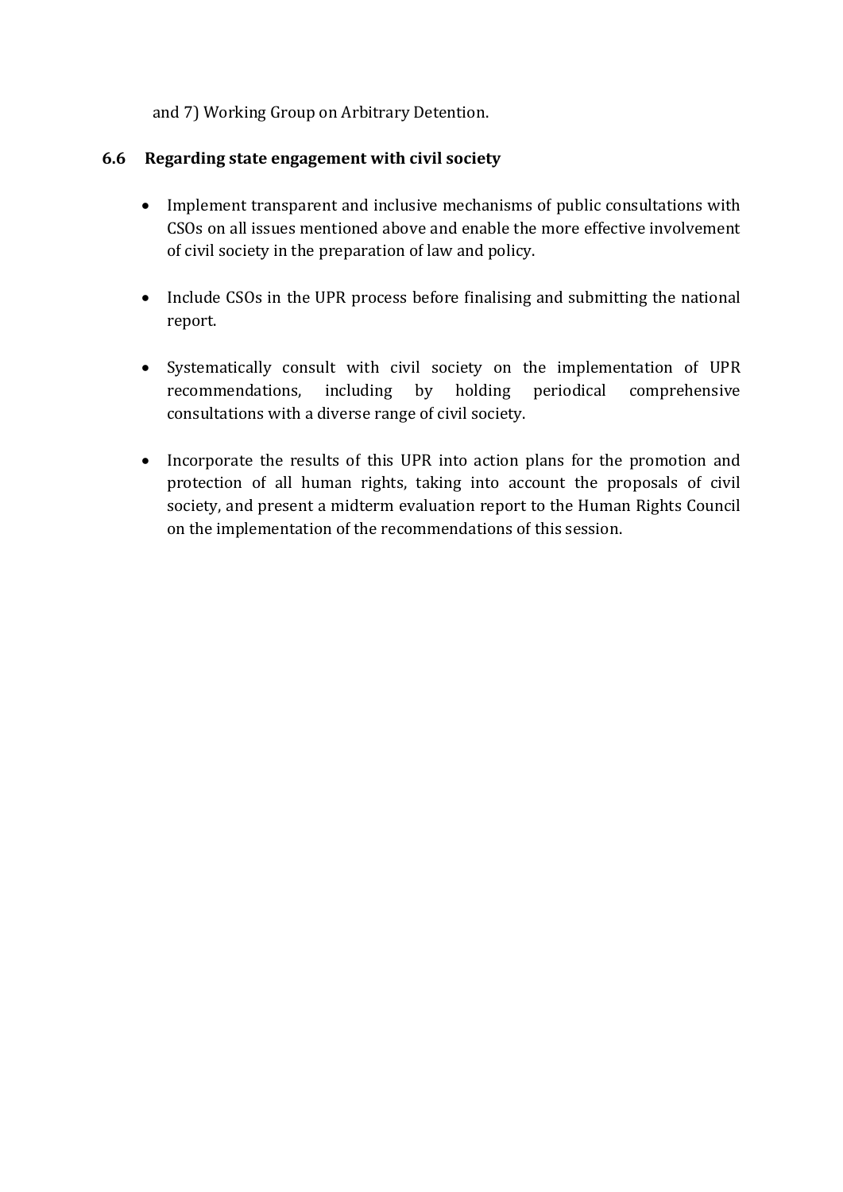and 7) Working Group on Arbitrary Detention.

### 6.6 Regarding state engagement with civil society

- Implement transparent and inclusive mechanisms of public consultations with CSOs on all issues mentioned above and enable the more effective involvement of civil society in the preparation of law and policy.

- Include CSOs in the UPR process before finalising and submitting the national report.

- Systematically consult with civil society on the implementation of UPR recommendations, including by holding periodical comprehensive consultations with a diverse range of civil society.

- Incorporate the results of this UPR into action plans for the promotion and protection of all human rights, taking into account the proposals of civil society, and present a midterm evaluation report to the Human Rights Council on the implementation of the recommendations of this session.